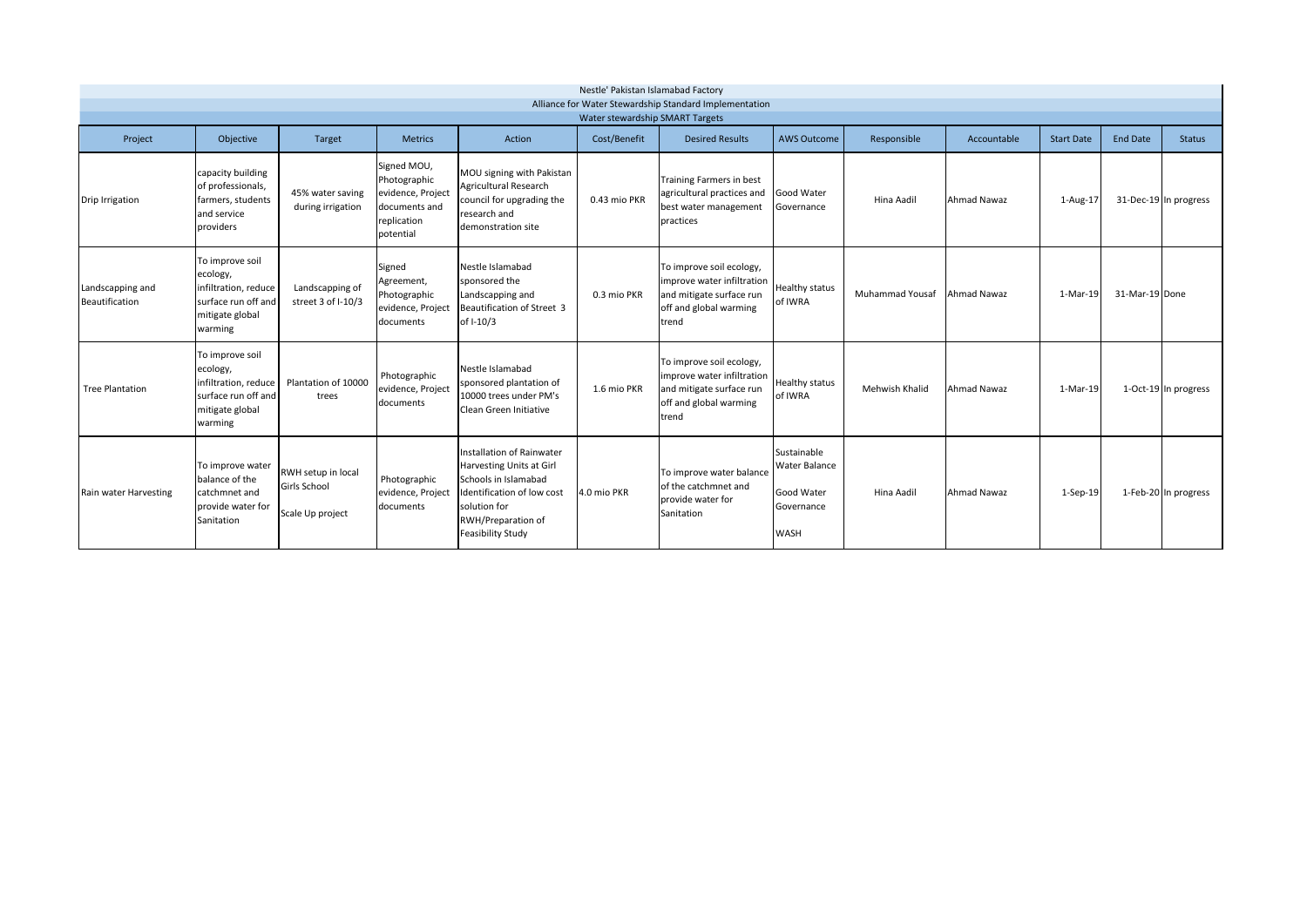# Nestle' Pakistan Islamabad Factory

## Alliance for Water Stewardship Standard Implementation

### Water stewardship SMART Targets

| Project | Objective | Target | Metrics | Action | Cost/Benefit | Desired Results | AWS Outcome | Responsible | Accountable | Start Date | End Date | Status |
|---|---|---|---|---|---|---|---|---|---|---|---|---|
| Drip Irrigation | capacity building of professionals, farmers, students and service providers | 45% water saving during irrigation | Signed MOU, Photographic evidence, Project documents and replication potential | MOU signing with Pakistan Agricultural Research council for upgrading the research and demonstration site | 0.43 mio PKR | Training Farmers in best agricultural practices and best water management practices | Good Water Governance | Hina Aadil | Ahmad Nawaz | 1-Aug-17 | 31-Dec-19 | In progress |
| Landscapping and Beautification | To improve soil ecology, infiltration, reduce surface run off and mitigate global warming | Landscapping of street 3 of I-10/3 | Signed Agreement, Photographic evidence, Project documents | Nestle Islamabad sponsored the Landscapping and Beautification of Street 3 of I-10/3 | 0.3 mio PKR | To improve soil ecology, improve water infiltration and mitigate surface run off and global warming trend | Healthy status of IWRA | Muhammad Yousaf | Ahmad Nawaz | 1-Mar-19 | 31-Mar-19 | Done |
| Tree Plantation | To improve soil ecology, infiltration, reduce surface run off and mitigate global warming | Plantation of 10000 trees | Photographic evidence, Project documents | Nestle Islamabad sponsored plantation of 10000 trees under PM's Clean Green Initiative | 1.6 mio PKR | To improve soil ecology, improve water infiltration and mitigate surface run off and global warming trend | Healthy status of IWRA | Mehwish Khalid | Ahmad Nawaz | 1-Mar-19 | 1-Oct-19 | In progress |
| Rain water Harvesting | To improve water balance of the catchmnet and provide water for Sanitation | RWH setup in local Girls School<br><br>Scale Up project | Photographic evidence, Project documents | Installation of Rainwater Harvesting Units at Girl Schools in Islamabad Identification of low cost solution for RWH/Preparation of Feasibility Study | 4.0 mio PKR | To improve water balance of the catchmnet and provide water for Sanitation | Sustainable Water Balance<br><br>Good Water Governance<br><br>WASH | Hina Aadil | Ahmad Nawaz | 1-Sep-19 | 1-Feb-20 | In progress |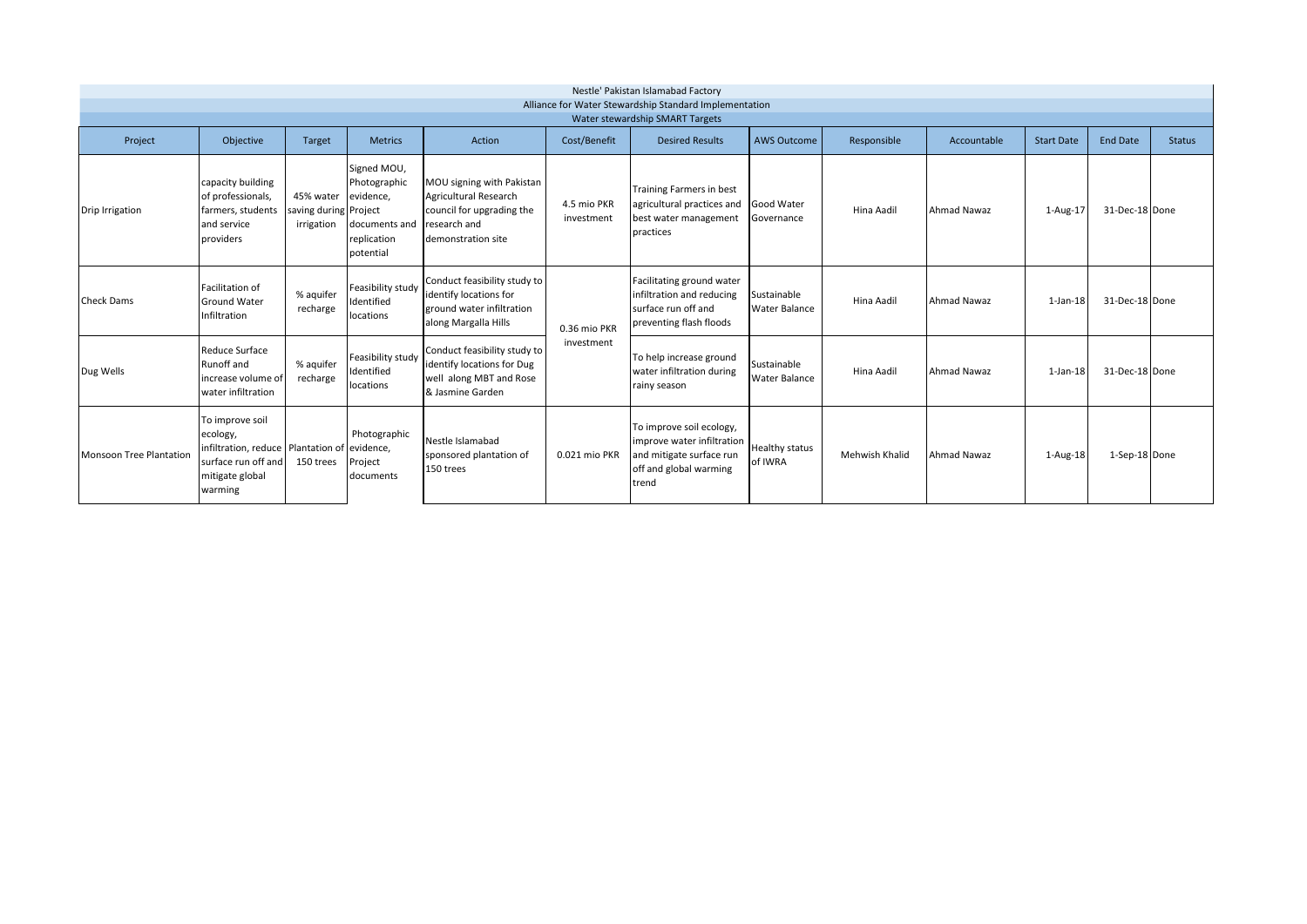Nestle' Pakistan Islamabad Factory

Alliance for Water Stewardship Standard Implementation

Water stewardship SMART Targets

| Project | Objective | Target | Metrics | Action | Cost/Benefit | Desired Results | AWS Outcome | Responsible | Accountable | Start Date | End Date | Status |
|---|---|---|---|---|---|---|---|---|---|---|---|---|
| Drip Irrigation | capacity building of professionals, farmers, students and service providers | 45% water saving during irrigation | Signed MOU, Photographic evidence, Project documents and replication potential | MOU signing with Pakistan Agricultural Research council for upgrading the research and demonstration site | 4.5 mio PKR investment | Training Farmers in best agricultural practices and best water management practices | Good Water Governance | Hina Aadil | Ahmad Nawaz | 1-Aug-17 | 31-Dec-18 | Done |
| Check Dams | Facilitation of Ground Water Infiltration | % aquifer recharge | Feasibility study Identified locations | Conduct feasibility study to identify locations for ground water infiltration along Margalla Hills | 0.36 mio PKR investment | Facilitating ground water infiltration and reducing surface run off and preventing flash floods | Sustainable Water Balance | Hina Aadil | Ahmad Nawaz | 1-Jan-18 | 31-Dec-18 | Done |
| Dug Wells | Reduce Surface Runoff and increase volume of water infiltration | % aquifer recharge | Feasibility study Identified locations | Conduct feasibility study to identify locations for Dug well along MBT and Rose & Jasmine Garden | | To help increase ground water infiltration during rainy season | Sustainable Water Balance | Hina Aadil | Ahmad Nawaz | 1-Jan-18 | 31-Dec-18 | Done |
| Monsoon Tree Plantation | To improve soil ecology, infiltration, reduce surface run off and mitigate global warming | Plantation of 150 trees | Photographic evidence, Project documents | Nestle Islamabad sponsored plantation of 150 trees | 0.021 mio PKR | To improve soil ecology, improve water infiltration and mitigate surface run off and global warming trend | Healthy status of IWRA | Mehwish Khalid | Ahmad Nawaz | 1-Aug-18 | 1-Sep-18 | Done |